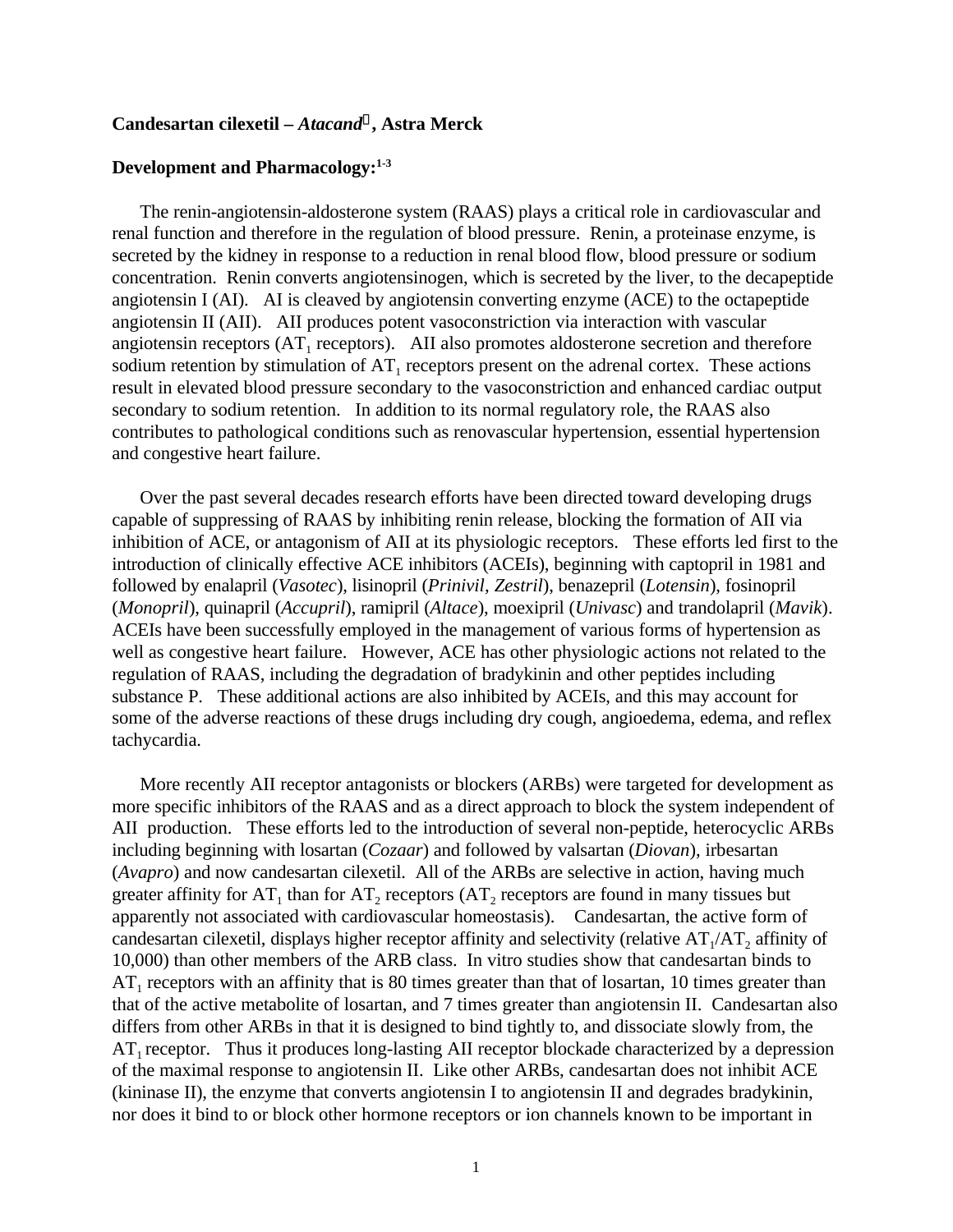**Candesartan cilexetil – *Atacand*®, Astra Merck**

**Development and Pharmacology:[1-3]**

The renin-angiotensin-aldosterone system (RAAS) plays a critical role in cardiovascular and renal function and therefore in the regulation of blood pressure. Renin, a proteinase enzyme, is secreted by the kidney in response to a reduction in renal blood flow, blood pressure or sodium concentration. Renin converts angiotensinogen, which is secreted by the liver, to the decapeptide angiotensin I (AI). AI is cleaved by angiotensin converting enzyme (ACE) to the octapeptide angiotensin II (AII). AII produces potent vasoconstriction via interaction with vascular angiotensin receptors ($AT_1$ receptors). AII also promotes aldosterone secretion and therefore sodium retention by stimulation of $AT_1$ receptors present on the adrenal cortex. These actions result in elevated blood pressure secondary to the vasoconstriction and enhanced cardiac output secondary to sodium retention. In addition to its normal regulatory role, the RAAS also contributes to pathological conditions such as renovascular hypertension, essential hypertension and congestive heart failure.

Over the past several decades research efforts have been directed toward developing drugs capable of suppressing of RAAS by inhibiting renin release, blocking the formation of AII via inhibition of ACE, or antagonism of AII at its physiologic receptors. These efforts led first to the introduction of clinically effective ACE inhibitors (ACEIs), beginning with captopril in 1981 and followed by enalapril (*Vasotec*), lisinopril (*Prinivil*, *Zestril*), benazepril (*Lotensin*), fosinopril (*Monopril*), quinapril (*Accupril*), ramipril (*Altace*), moexipril (*Univasc*) and trandolapril (*Mavik*). ACEIs have been successfully employed in the management of various forms of hypertension as well as congestive heart failure. However, ACE has other physiologic actions not related to the regulation of RAAS, including the degradation of bradykinin and other peptides including substance P. These additional actions are also inhibited by ACEIs, and this may account for some of the adverse reactions of these drugs including dry cough, angioedema, edema, and reflex tachycardia.

More recently AII receptor antagonists or blockers (ARBs) were targeted for development as more specific inhibitors of the RAAS and as a direct approach to block the system independent of AII production. These efforts led to the introduction of several non-peptide, heterocyclic ARBs including beginning with losartan (*Cozaar*) and followed by valsartan (*Diovan*), irbesartan (*Avapro*) and now candesartan cilexetil. All of the ARBs are selective in action, having much greater affinity for $AT_1$ than for $AT_2$ receptors ($AT_2$ receptors are found in many tissues but apparently not associated with cardiovascular homeostasis). Candesartan, the active form of candesartan cilexetil, displays higher receptor affinity and selectivity (relative $AT_1/AT_2$ affinity of 10,000) than other members of the ARB class. In vitro studies show that candesartan binds to $AT_1$ receptors with an affinity that is 80 times greater than that of losartan, 10 times greater than that of the active metabolite of losartan, and 7 times greater than angiotensin II. Candesartan also differs from other ARBs in that it is designed to bind tightly to, and dissociate slowly from, the $AT_1$ receptor. Thus it produces long-lasting AII receptor blockade characterized by a depression of the maximal response to angiotensin II. Like other ARBs, candesartan does not inhibit ACE (kininase II), the enzyme that converts angiotensin I to angiotensin II and degrades bradykinin, nor does it bind to or block other hormone receptors or ion channels known to be important in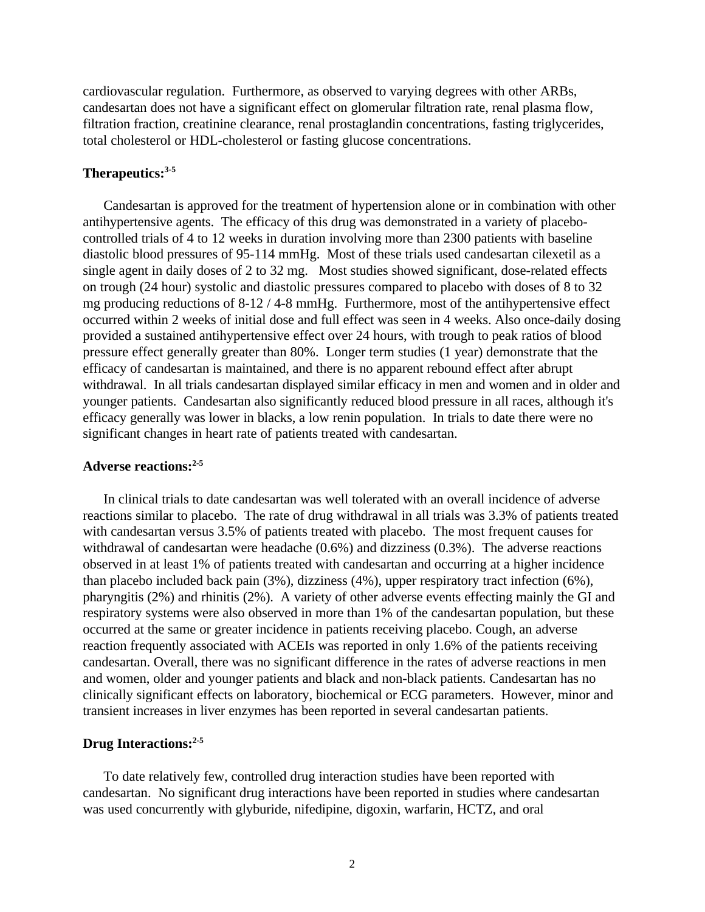cardiovascular regulation. Furthermore, as observed to varying degrees with other ARBs, candesartan does not have a significant effect on glomerular filtration rate, renal plasma flow, filtration fraction, creatinine clearance, renal prostaglandin concentrations, fasting triglycerides, total cholesterol or HDL-cholesterol or fasting glucose concentrations.

**Therapeutics:[3-5]**

Candesartan is approved for the treatment of hypertension alone or in combination with other antihypertensive agents. The efficacy of this drug was demonstrated in a variety of placebo-controlled trials of 4 to 12 weeks in duration involving more than 2300 patients with baseline diastolic blood pressures of 95-114 mmHg. Most of these trials used candesartan cilexetil as a single agent in daily doses of 2 to 32 mg. Most studies showed significant, dose-related effects on trough (24 hour) systolic and diastolic pressures compared to placebo with doses of 8 to 32 mg producing reductions of 8-12 / 4-8 mmHg. Furthermore, most of the antihypertensive effect occurred within 2 weeks of initial dose and full effect was seen in 4 weeks. Also once-daily dosing provided a sustained antihypertensive effect over 24 hours, with trough to peak ratios of blood pressure effect generally greater than 80%. Longer term studies (1 year) demonstrate that the efficacy of candesartan is maintained, and there is no apparent rebound effect after abrupt withdrawal. In all trials candesartan displayed similar efficacy in men and women and in older and younger patients. Candesartan also significantly reduced blood pressure in all races, although it's efficacy generally was lower in blacks, a low renin population. In trials to date there were no significant changes in heart rate of patients treated with candesartan.

**Adverse reactions:[2-5]**

In clinical trials to date candesartan was well tolerated with an overall incidence of adverse reactions similar to placebo. The rate of drug withdrawal in all trials was 3.3% of patients treated with candesartan versus 3.5% of patients treated with placebo. The most frequent causes for withdrawal of candesartan were headache (0.6%) and dizziness (0.3%). The adverse reactions observed in at least 1% of patients treated with candesartan and occurring at a higher incidence than placebo included back pain (3%), dizziness (4%), upper respiratory tract infection (6%), pharyngitis (2%) and rhinitis (2%). A variety of other adverse events effecting mainly the GI and respiratory systems were also observed in more than 1% of the candesartan population, but these occurred at the same or greater incidence in patients receiving placebo. Cough, an adverse reaction frequently associated with ACEIs was reported in only 1.6% of the patients receiving candesartan. Overall, there was no significant difference in the rates of adverse reactions in men and women, older and younger patients and black and non-black patients. Candesartan has no clinically significant effects on laboratory, biochemical or ECG parameters. However, minor and transient increases in liver enzymes has been reported in several candesartan patients.

**Drug Interactions:[2-5]**

To date relatively few, controlled drug interaction studies have been reported with candesartan. No significant drug interactions have been reported in studies where candesartan was used concurrently with glyburide, nifedipine, digoxin, warfarin, HCTZ, and oral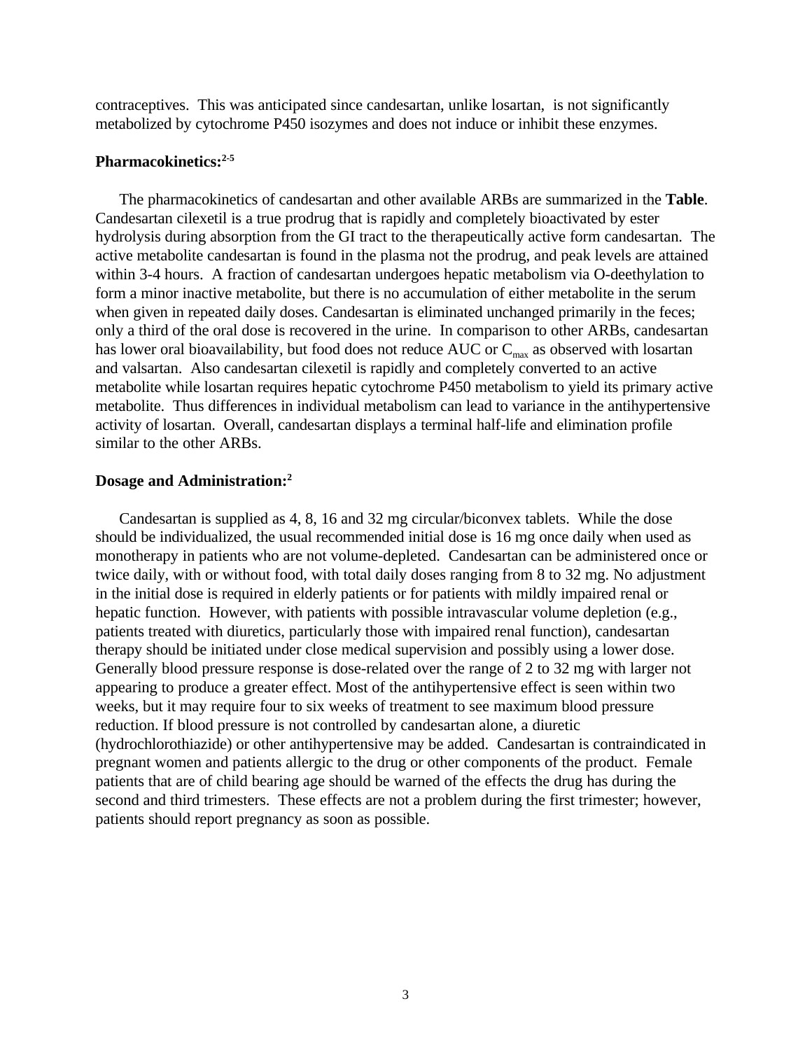contraceptives. This was anticipated since candesartan, unlike losartan, is not significantly metabolized by cytochrome P450 isozymes and does not induce or inhibit these enzymes.

**Pharmacokinetics:**[2-5]

The pharmacokinetics of candesartan and other available ARBs are summarized in the **Table**. Candesartan cilexetil is a true prodrug that is rapidly and completely bioactivated by ester hydrolysis during absorption from the GI tract to the therapeutically active form candesartan. The active metabolite candesartan is found in the plasma not the prodrug, and peak levels are attained within 3-4 hours. A fraction of candesartan undergoes hepatic metabolism via O-deethylation to form a minor inactive metabolite, but there is no accumulation of either metabolite in the serum when given in repeated daily doses. Candesartan is eliminated unchanged primarily in the feces; only a third of the oral dose is recovered in the urine. In comparison to other ARBs, candesartan has lower oral bioavailability, but food does not reduce AUC or $C_{max}$ as observed with losartan and valsartan. Also candesartan cilexetil is rapidly and completely converted to an active metabolite while losartan requires hepatic cytochrome P450 metabolism to yield its primary active metabolite. Thus differences in individual metabolism can lead to variance in the antihypertensive activity of losartan. Overall, candesartan displays a terminal half-life and elimination profile similar to the other ARBs.

**Dosage and Administration:**[2]

Candesartan is supplied as 4, 8, 16 and 32 mg circular/biconvex tablets. While the dose should be individualized, the usual recommended initial dose is 16 mg once daily when used as monotherapy in patients who are not volume-depleted. Candesartan can be administered once or twice daily, with or without food, with total daily doses ranging from 8 to 32 mg. No adjustment in the initial dose is required in elderly patients or for patients with mildly impaired renal or hepatic function. However, with patients with possible intravascular volume depletion (e.g., patients treated with diuretics, particularly those with impaired renal function), candesartan therapy should be initiated under close medical supervision and possibly using a lower dose. Generally blood pressure response is dose-related over the range of 2 to 32 mg with larger not appearing to produce a greater effect. Most of the antihypertensive effect is seen within two weeks, but it may require four to six weeks of treatment to see maximum blood pressure reduction. If blood pressure is not controlled by candesartan alone, a diuretic (hydrochlorothiazide) or other antihypertensive may be added. Candesartan is contraindicated in pregnant women and patients allergic to the drug or other components of the product. Female patients that are of child bearing age should be warned of the effects the drug has during the second and third trimesters. These effects are not a problem during the first trimester; however, patients should report pregnancy as soon as possible.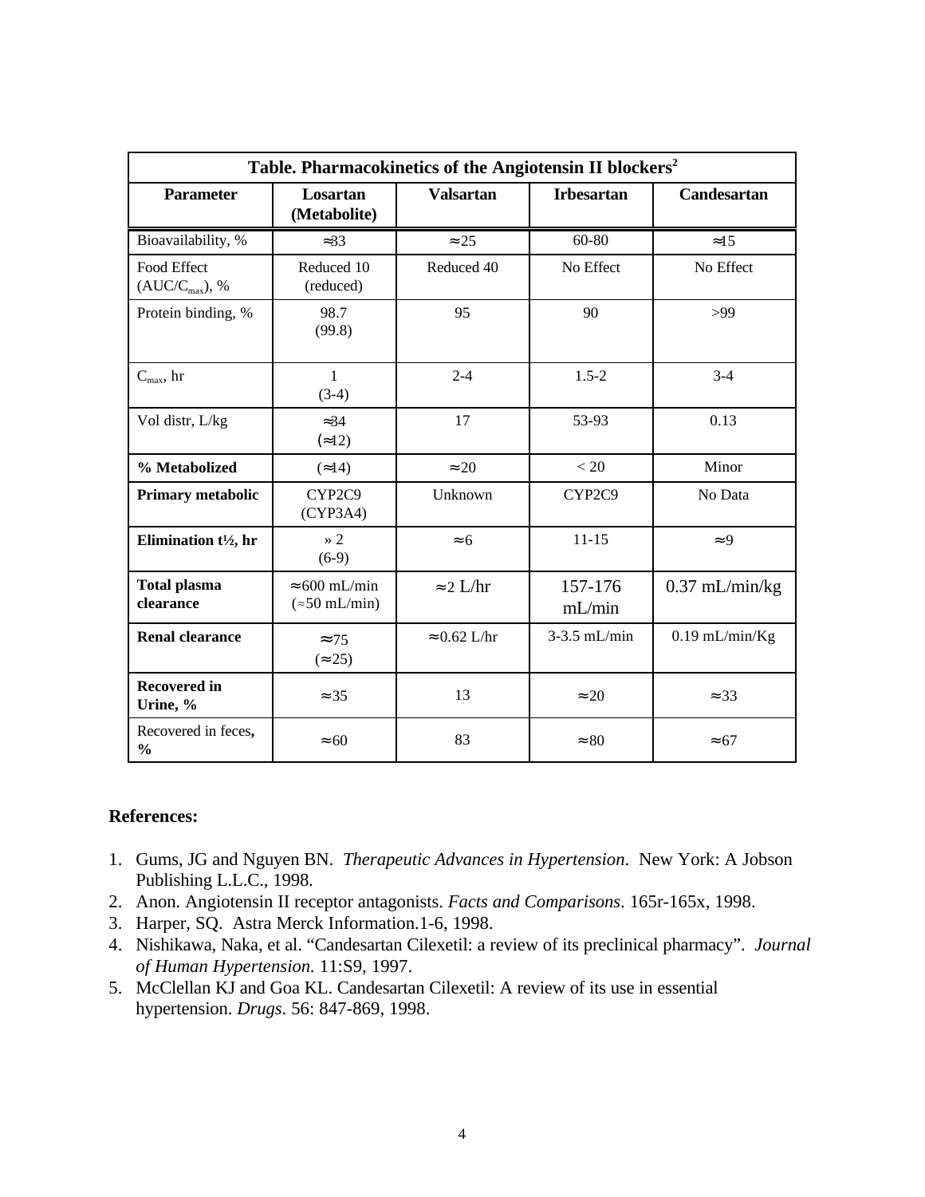| Table. Pharmacokinetics of the Angiotensin II blockers[2] | | | | |
|---|---|---|---|---|
| **Parameter** | **Losartan (Metabolite)** | **Valsartan** | **Irbesartan** | **Candesartan** |
| Bioavailability, % | ≈33 | ≈25 | 60-80 | ≈15 |
| Food Effect ($AUC/C_{max}$), % | Reduced 10 (reduced) | Reduced 40 | No Effect | No Effect |
| Protein binding, % | 98.7 (99.8) | 95 | 90 | >99 |
| $C_{max}$, hr | 1 (3-4) | 2-4 | 1.5-2 | 3-4 |
| Vol distr, L/kg | ≈34 (≈12) | 17 | 53-93 | 0.13 |
| **% Metabolized** | (≈14) | ≈20 | < 20 | Minor |
| **Primary metabolic** | CYP2C9 (CYP3A4) | Unknown | CYP2C9 | No Data |
| **Elimination t½, hr** | » 2 (6-9) | ≈6 | 11-15 | ≈9 |
| **Total plasma clearance** | ≈600 mL/min (≈50 mL/min) | ≈2 L/hr | 157-176 mL/min | 0.37 mL/min/kg |
| **Renal clearance** | ≈75 (≈25) | ≈0.62 L/hr | 3-3.5 mL/min | 0.19 mL/min/Kg |
| **Recovered in Urine, %** | ≈35 | 13 | ≈20 | ≈33 |
| Recovered in feces, **%** | ≈60 | 83 | ≈80 | ≈67 |

## References:

1. Gums, JG and Nguyen BN. *Therapeutic Advances in Hypertension*. New York: A Jobson Publishing L.L.C., 1998.
2. Anon. Angiotensin II receptor antagonists. *Facts and Comparisons*. 165r-165x, 1998.
3. Harper, SQ. Astra Merck Information.1-6, 1998.
4. Nishikawa, Naka, et al. "Candesartan Cilexetil: a review of its preclinical pharmacy". *Journal of Human Hypertension.* 11:S9, 1997.
5. McClellan KJ and Goa KL. Candesartan Cilexetil: A review of its use in essential hypertension. *Drugs*. 56: 847-869, 1998.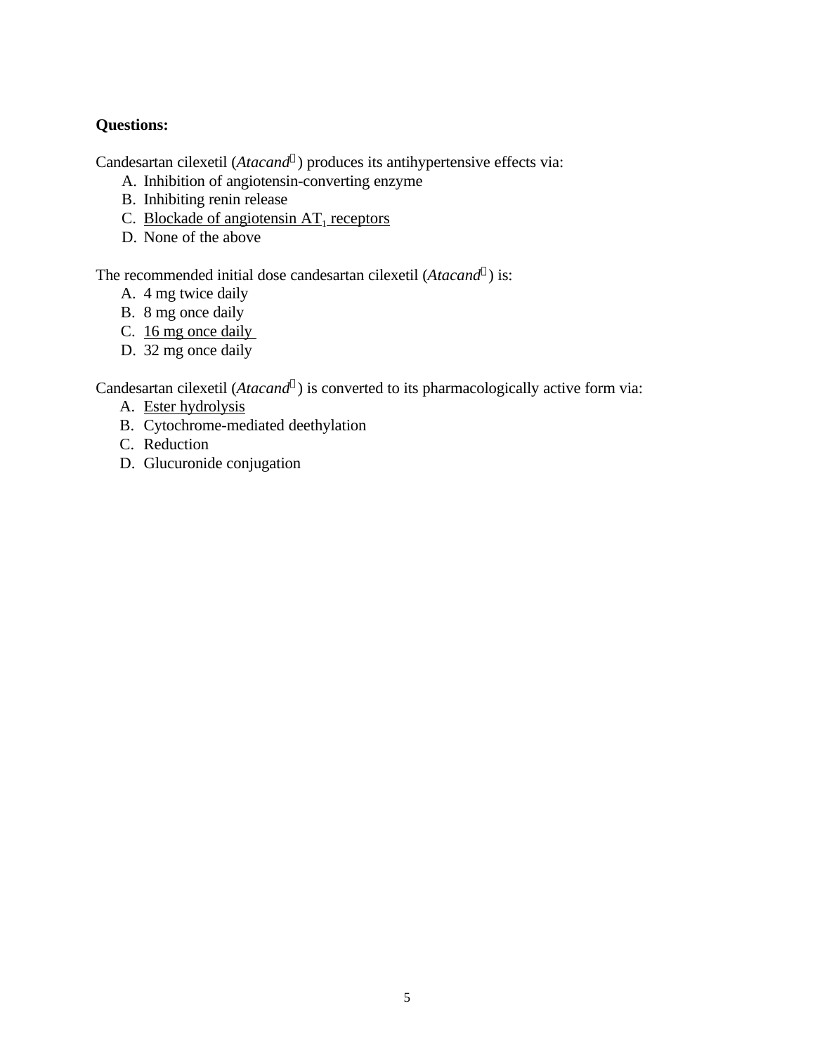**Questions:**

Candesartan cilexetil (*Atacand*®) produces its antihypertensive effects via:

A. Inhibition of angiotensin-converting enzyme
B. Inhibiting renin release
C. <u>Blockade of angiotensin $AT_1$ receptors</u>
D. None of the above

The recommended initial dose candesartan cilexetil (*Atacand*®) is:

A. 4 mg twice daily
B. 8 mg once daily
C. <u>16 mg once daily</u>
D. 32 mg once daily

Candesartan cilexetil (*Atacand*®) is converted to its pharmacologically active form via:

A. <u>Ester hydrolysis</u>
B. Cytochrome-mediated deethylation
C. Reduction
D. Glucuronide conjugation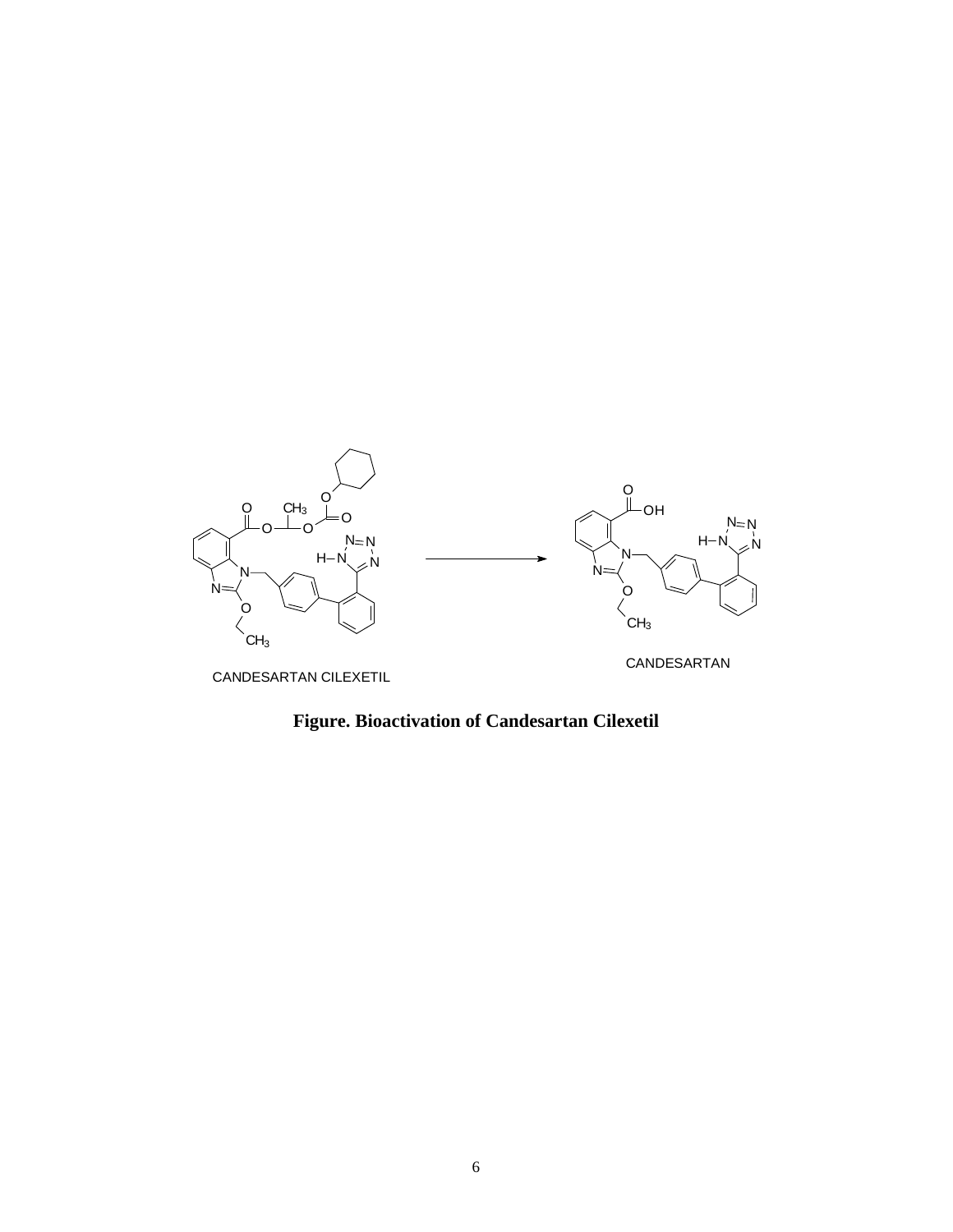CANDESARTAN CILEXETIL

CANDESARTAN

**Figure. Bioactivation of Candesartan Cilexetil**